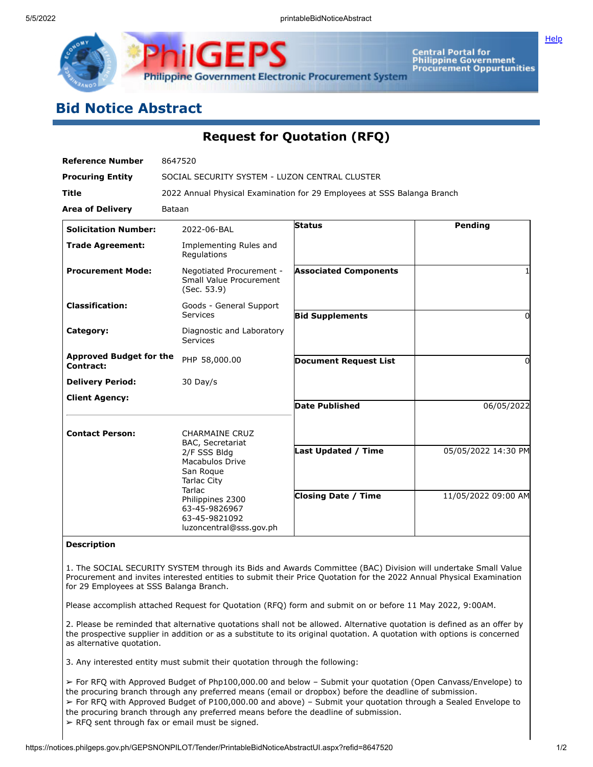# Bid Notice Abstract

## Request for Quotation (RFQ)

| | |
|---|---|
| **Reference Number** | 8647520 |
| **Procuring Entity** | SOCIAL SECURITY SYSTEM - LUZON CENTRAL CLUSTER |
| **Title** | 2022 Annual Physical Examination for 29 Employees at SSS Balanga Branch |
| **Area of Delivery** | Bataan |

| | |
|---|---|
| **Solicitation Number:** | 2022-06-BAL |
| **Trade Agreement:** | Implementing Rules and Regulations |
| **Procurement Mode:** | Negotiated Procurement - Small Value Procurement (Sec. 53.9) |
| **Classification:** | Goods - General Support Services |
| **Category:** | Diagnostic and Laboratory Services |
| **Approved Budget for the Contract:** | PHP 58,000.00 |
| **Delivery Period:** | 30 Day/s |
| **Client Agency:** | |
| **Contact Person:** | CHARMAINE CRUZ<br>BAC, Secretariat<br>2/F SSS Bldg<br>Macabulos Drive<br>San Roque<br>Tarlac City<br>Tarlac<br>Philippines 2300<br>63-45-9826967<br>63-45-9821092<br>luzoncentral@sss.gov.ph |

| | |
|---|---|
| **Status** | Pending |
| **Associated Components** | 1 |
| **Bid Supplements** | 0 |
| **Document Request List** | 0 |
| **Date Published** | 06/05/2022 |
| **Last Updated / Time** | 05/05/2022 14:30 PM |
| **Closing Date / Time** | 11/05/2022 09:00 AM |

**Description**

1. The SOCIAL SECURITY SYSTEM through its Bids and Awards Committee (BAC) Division will undertake Small Value Procurement and invites interested entities to submit their Price Quotation for the 2022 Annual Physical Examination for 29 Employees at SSS Balanga Branch.

Please accomplish attached Request for Quotation (RFQ) form and submit on or before 11 May 2022, 9:00AM.

2. Please be reminded that alternative quotations shall not be allowed. Alternative quotation is defined as an offer by the prospective supplier in addition or as a substitute to its original quotation. A quotation with options is concerned as alternative quotation.

3. Any interested entity must submit their quotation through the following:

➢ For RFQ with Approved Budget of Php100,000.00 and below – Submit your quotation (Open Canvass/Envelope) to the procuring branch through any preferred means (email or dropbox) before the deadline of submission.
➢ For RFQ with Approved Budget of P100,000.00 and above) – Submit your quotation through a Sealed Envelope to the procuring branch through any preferred means before the deadline of submission.
➢ RFQ sent through fax or email must be signed.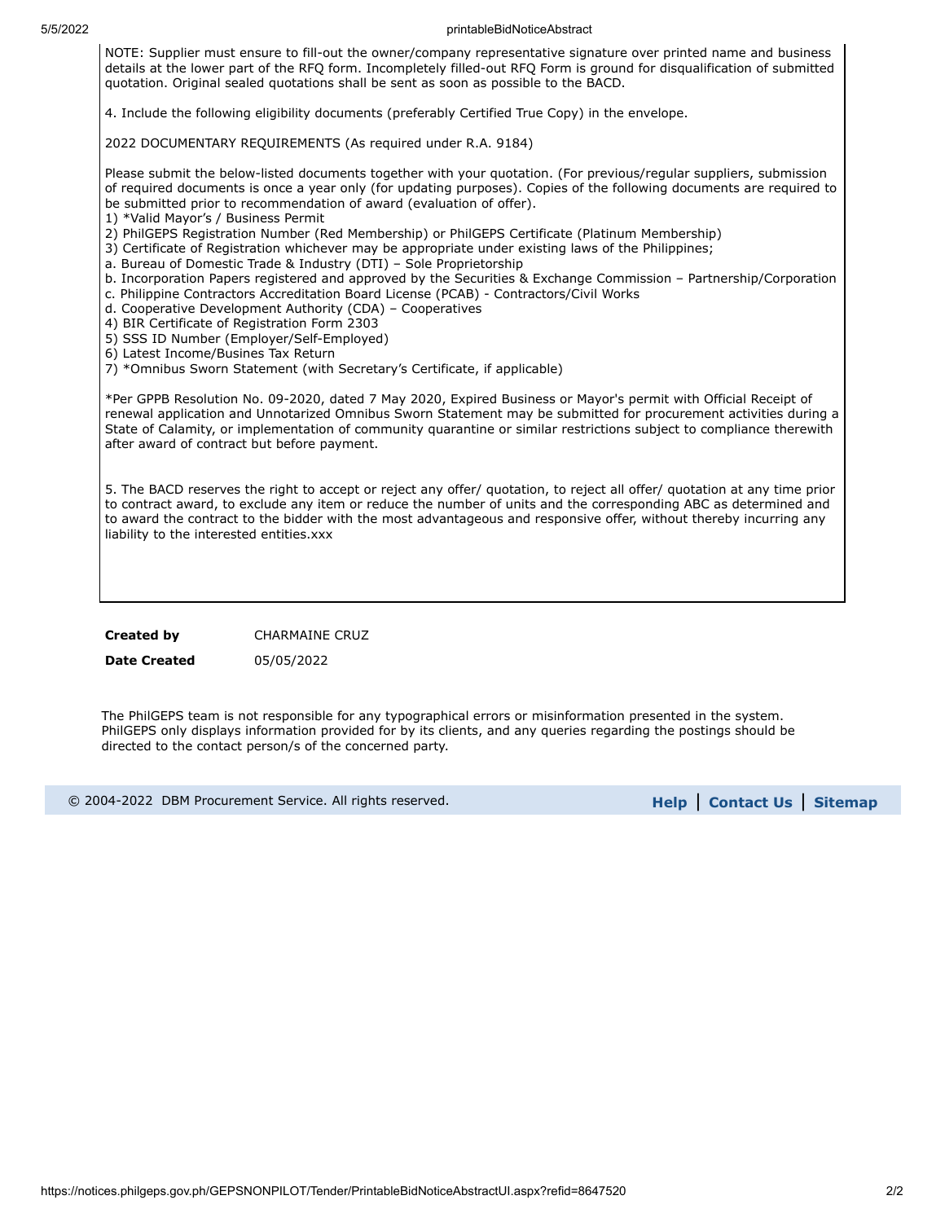NOTE: Supplier must ensure to fill-out the owner/company representative signature over printed name and business details at the lower part of the RFQ form. Incompletely filled-out RFQ Form is ground for disqualification of submitted quotation. Original sealed quotations shall be sent as soon as possible to the BACD.

4. Include the following eligibility documents (preferably Certified True Copy) in the envelope.

2022 DOCUMENTARY REQUIREMENTS (As required under R.A. 9184)

Please submit the below-listed documents together with your quotation. (For previous/regular suppliers, submission of required documents is once a year only (for updating purposes). Copies of the following documents are required to be submitted prior to recommendation of award (evaluation of offer).
1) *Valid Mayor's / Business Permit
2) PhilGEPS Registration Number (Red Membership) or PhilGEPS Certificate (Platinum Membership)
3) Certificate of Registration whichever may be appropriate under existing laws of the Philippines;
a. Bureau of Domestic Trade & Industry (DTI) – Sole Proprietorship
b. Incorporation Papers registered and approved by the Securities & Exchange Commission – Partnership/Corporation
c. Philippine Contractors Accreditation Board License (PCAB) - Contractors/Civil Works
d. Cooperative Development Authority (CDA) – Cooperatives
4) BIR Certificate of Registration Form 2303
5) SSS ID Number (Employer/Self-Employed)
6) Latest Income/Busines Tax Return
7) *Omnibus Sworn Statement (with Secretary's Certificate, if applicable)

*Per GPPB Resolution No. 09-2020, dated 7 May 2020, Expired Business or Mayor's permit with Official Receipt of renewal application and Unnotarized Omnibus Sworn Statement may be submitted for procurement activities during a State of Calamity, or implementation of community quarantine or similar restrictions subject to compliance therewith after award of contract but before payment.

5. The BACD reserves the right to accept or reject any offer/ quotation, to reject all offer/ quotation at any time prior to contract award, to exclude any item or reduce the number of units and the corresponding ABC as determined and to award the contract to the bidder with the most advantageous and responsive offer, without thereby incurring any liability to the interested entities.xxx

| | |
|---|---|
| **Created by** | CHARMAINE CRUZ |
| **Date Created** | 05/05/2022 |

The PhilGEPS team is not responsible for any typographical errors or misinformation presented in the system. PhilGEPS only displays information provided for by its clients, and any queries regarding the postings should be directed to the contact person/s of the concerned party.

© 2004-2022 DBM Procurement Service. All rights reserved. **Help** | **Contact Us** | **Sitemap**